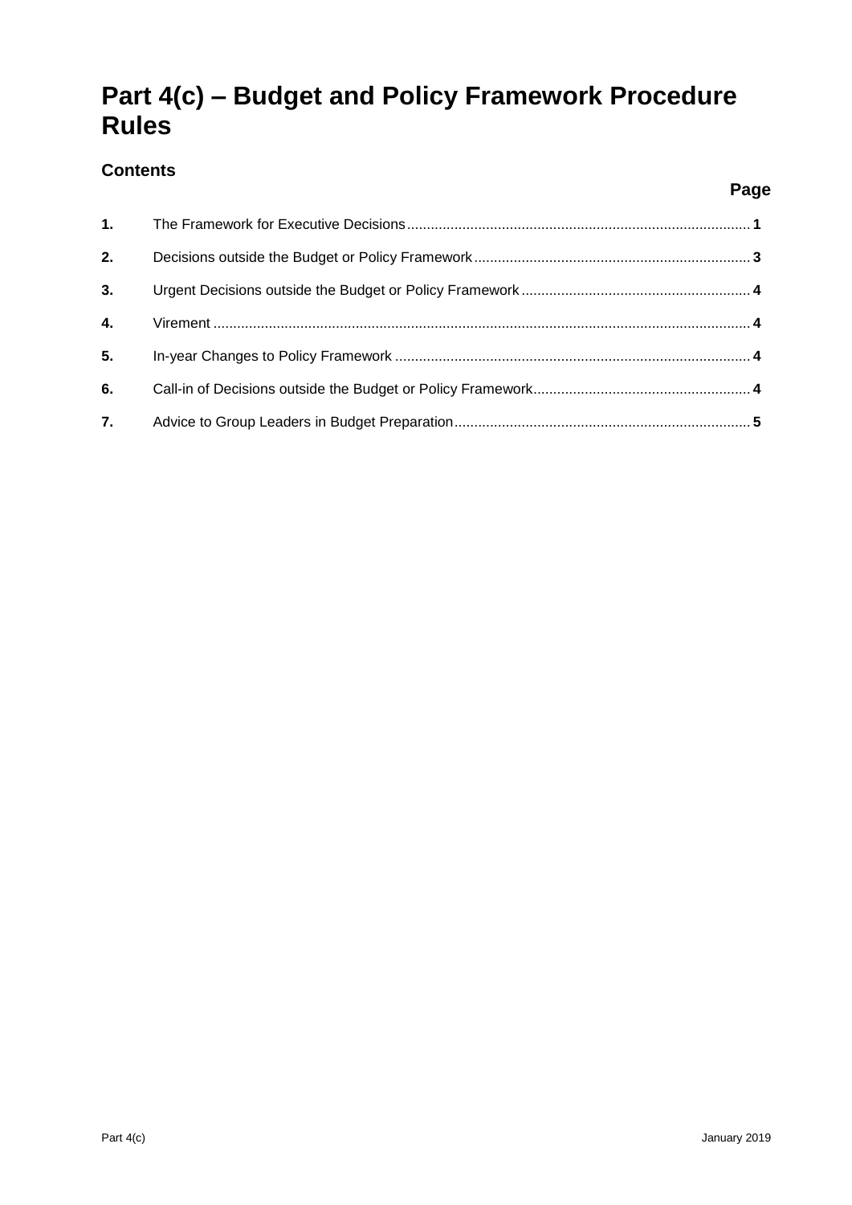# Part 4(c) – Budget and Policy Framework Procedure Rules

## Contents

| | | Page |
|---|---|---|
| **1.** | The Framework for Executive Decisions | **1** |
| **2.** | Decisions outside the Budget or Policy Framework | **3** |
| **3.** | Urgent Decisions outside the Budget or Policy Framework | **4** |
| **4.** | Virement | **4** |
| **5.** | In-year Changes to Policy Framework | **4** |
| **6.** | Call-in of Decisions outside the Budget or Policy Framework | **4** |
| **7.** | Advice to Group Leaders in Budget Preparation | **5** |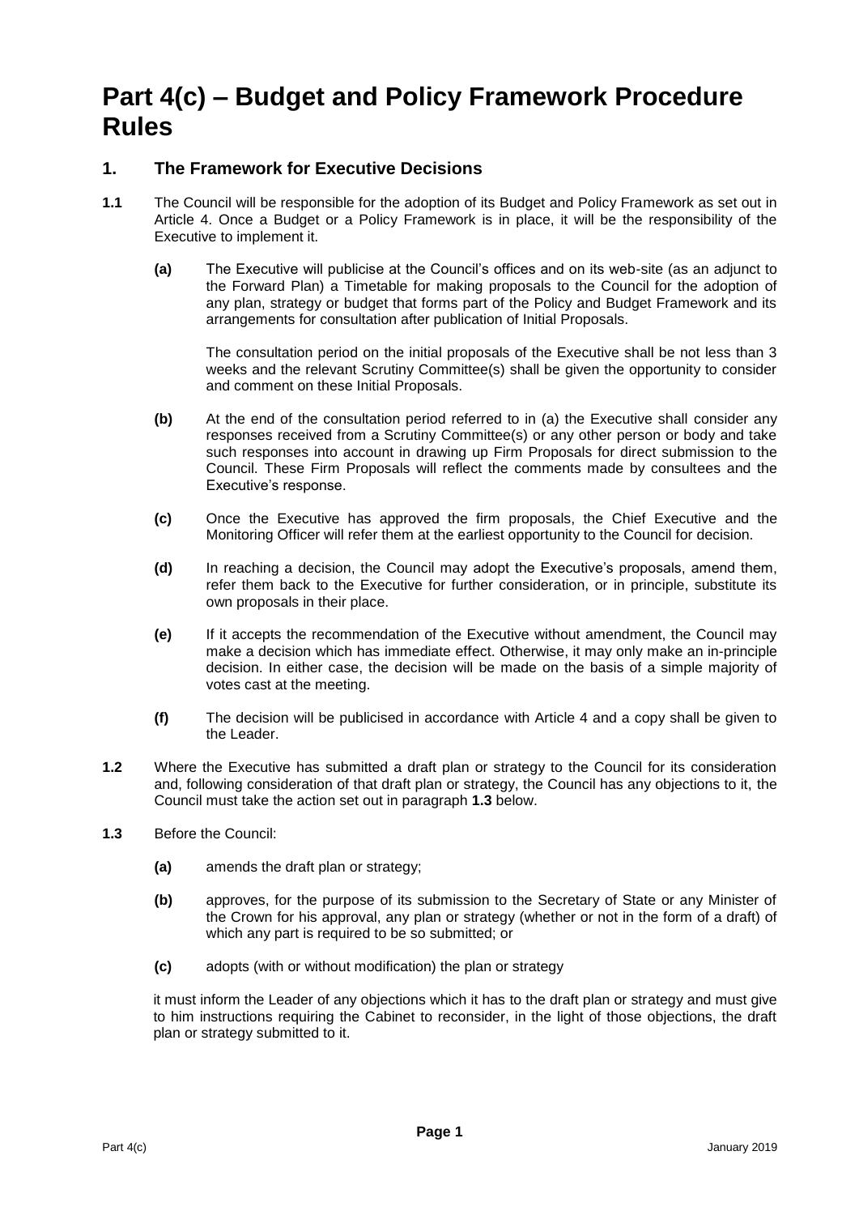# Part 4(c) – Budget and Policy Framework Procedure Rules

## 1. The Framework for Executive Decisions

**1.1** The Council will be responsible for the adoption of its Budget and Policy Framework as set out in Article 4. Once a Budget or a Policy Framework is in place, it will be the responsibility of the Executive to implement it.

**(a)** The Executive will publicise at the Council's offices and on its web-site (as an adjunct to the Forward Plan) a Timetable for making proposals to the Council for the adoption of any plan, strategy or budget that forms part of the Policy and Budget Framework and its arrangements for consultation after publication of Initial Proposals.

The consultation period on the initial proposals of the Executive shall be not less than 3 weeks and the relevant Scrutiny Committee(s) shall be given the opportunity to consider and comment on these Initial Proposals.

**(b)** At the end of the consultation period referred to in (a) the Executive shall consider any responses received from a Scrutiny Committee(s) or any other person or body and take such responses into account in drawing up Firm Proposals for direct submission to the Council. These Firm Proposals will reflect the comments made by consultees and the Executive's response.

**(c)** Once the Executive has approved the firm proposals, the Chief Executive and the Monitoring Officer will refer them at the earliest opportunity to the Council for decision.

**(d)** In reaching a decision, the Council may adopt the Executive's proposals, amend them, refer them back to the Executive for further consideration, or in principle, substitute its own proposals in their place.

**(e)** If it accepts the recommendation of the Executive without amendment, the Council may make a decision which has immediate effect. Otherwise, it may only make an in-principle decision. In either case, the decision will be made on the basis of a simple majority of votes cast at the meeting.

**(f)** The decision will be publicised in accordance with Article 4 and a copy shall be given to the Leader.

**1.2** Where the Executive has submitted a draft plan or strategy to the Council for its consideration and, following consideration of that draft plan or strategy, the Council has any objections to it, the Council must take the action set out in paragraph **1.3** below.

**1.3** Before the Council:

**(a)** amends the draft plan or strategy;

**(b)** approves, for the purpose of its submission to the Secretary of State or any Minister of the Crown for his approval, any plan or strategy (whether or not in the form of a draft) of which any part is required to be so submitted; or

**(c)** adopts (with or without modification) the plan or strategy

it must inform the Leader of any objections which it has to the draft plan or strategy and must give to him instructions requiring the Cabinet to reconsider, in the light of those objections, the draft plan or strategy submitted to it.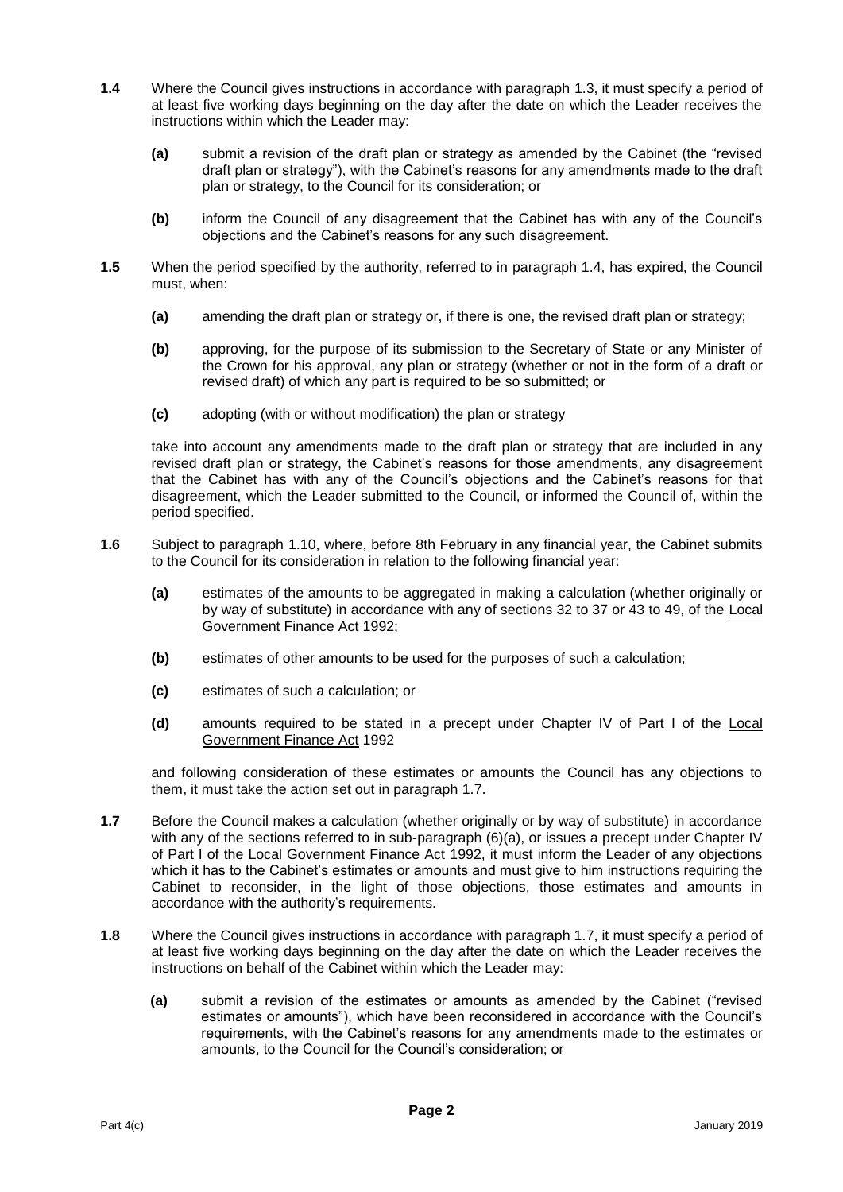**1.4** Where the Council gives instructions in accordance with paragraph 1.3, it must specify a period of at least five working days beginning on the day after the date on which the Leader receives the instructions within which the Leader may:

**(a)** submit a revision of the draft plan or strategy as amended by the Cabinet (the "revised draft plan or strategy"), with the Cabinet's reasons for any amendments made to the draft plan or strategy, to the Council for its consideration; or

**(b)** inform the Council of any disagreement that the Cabinet has with any of the Council's objections and the Cabinet's reasons for any such disagreement.

**1.5** When the period specified by the authority, referred to in paragraph 1.4, has expired, the Council must, when:

**(a)** amending the draft plan or strategy or, if there is one, the revised draft plan or strategy;

**(b)** approving, for the purpose of its submission to the Secretary of State or any Minister of the Crown for his approval, any plan or strategy (whether or not in the form of a draft or revised draft) of which any part is required to be so submitted; or

**(c)** adopting (with or without modification) the plan or strategy

take into account any amendments made to the draft plan or strategy that are included in any revised draft plan or strategy, the Cabinet's reasons for those amendments, any disagreement that the Cabinet has with any of the Council's objections and the Cabinet's reasons for that disagreement, which the Leader submitted to the Council, or informed the Council of, within the period specified.

**1.6** Subject to paragraph 1.10, where, before 8th February in any financial year, the Cabinet submits to the Council for its consideration in relation to the following financial year:

**(a)** estimates of the amounts to be aggregated in making a calculation (whether originally or by way of substitute) in accordance with any of sections 32 to 37 or 43 to 49, of the Local Government Finance Act 1992;

**(b)** estimates of other amounts to be used for the purposes of such a calculation;

**(c)** estimates of such a calculation; or

**(d)** amounts required to be stated in a precept under Chapter IV of Part I of the Local Government Finance Act 1992

and following consideration of these estimates or amounts the Council has any objections to them, it must take the action set out in paragraph 1.7.

**1.7** Before the Council makes a calculation (whether originally or by way of substitute) in accordance with any of the sections referred to in sub-paragraph (6)(a), or issues a precept under Chapter IV of Part I of the Local Government Finance Act 1992, it must inform the Leader of any objections which it has to the Cabinet's estimates or amounts and must give to him instructions requiring the Cabinet to reconsider, in the light of those objections, those estimates and amounts in accordance with the authority's requirements.

**1.8** Where the Council gives instructions in accordance with paragraph 1.7, it must specify a period of at least five working days beginning on the day after the date on which the Leader receives the instructions on behalf of the Cabinet within which the Leader may:

**(a)** submit a revision of the estimates or amounts as amended by the Cabinet ("revised estimates or amounts"), which have been reconsidered in accordance with the Council's requirements, with the Cabinet's reasons for any amendments made to the estimates or amounts, to the Council for the Council's consideration; or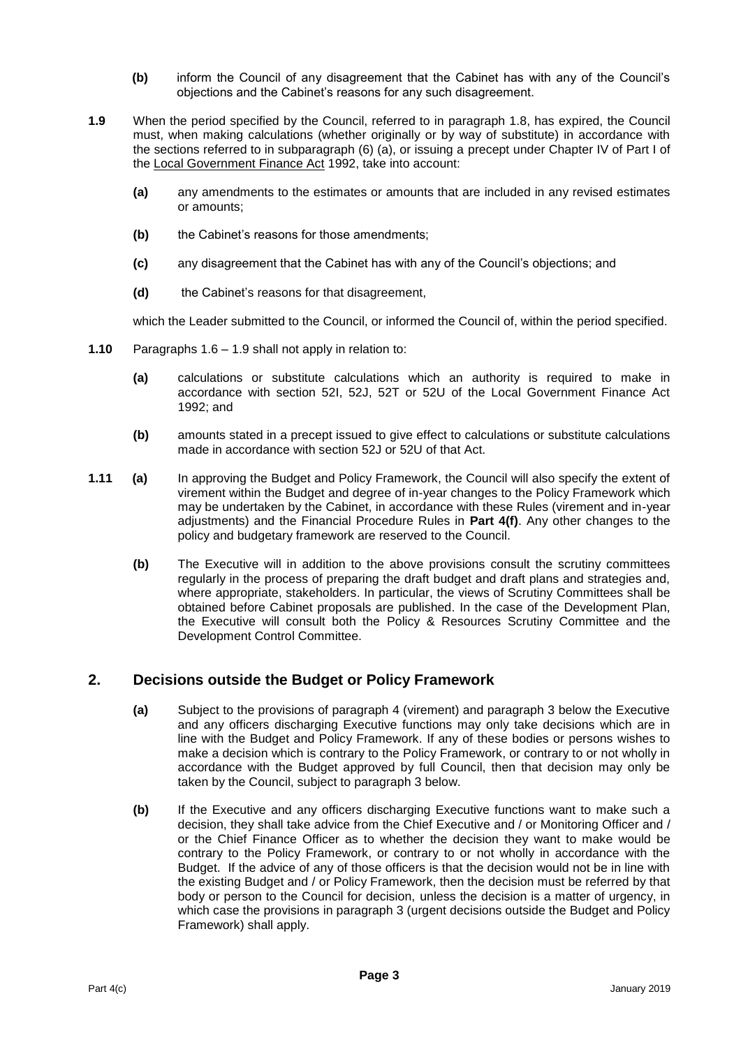**(b)** inform the Council of any disagreement that the Cabinet has with any of the Council's objections and the Cabinet's reasons for any such disagreement.

**1.9** When the period specified by the Council, referred to in paragraph 1.8, has expired, the Council must, when making calculations (whether originally or by way of substitute) in accordance with the sections referred to in subparagraph (6) (a), or issuing a precept under Chapter IV of Part I of the Local Government Finance Act 1992, take into account:

**(a)** any amendments to the estimates or amounts that are included in any revised estimates or amounts;

**(b)** the Cabinet's reasons for those amendments;

**(c)** any disagreement that the Cabinet has with any of the Council's objections; and

**(d)** the Cabinet's reasons for that disagreement,

which the Leader submitted to the Council, or informed the Council of, within the period specified.

**1.10** Paragraphs 1.6 – 1.9 shall not apply in relation to:

**(a)** calculations or substitute calculations which an authority is required to make in accordance with section 52I, 52J, 52T or 52U of the Local Government Finance Act 1992; and

**(b)** amounts stated in a precept issued to give effect to calculations or substitute calculations made in accordance with section 52J or 52U of that Act.

**1.11** **(a)** In approving the Budget and Policy Framework, the Council will also specify the extent of virement within the Budget and degree of in-year changes to the Policy Framework which may be undertaken by the Cabinet, in accordance with these Rules (virement and in-year adjustments) and the Financial Procedure Rules in **Part 4(f)**. Any other changes to the policy and budgetary framework are reserved to the Council.

**(b)** The Executive will in addition to the above provisions consult the scrutiny committees regularly in the process of preparing the draft budget and draft plans and strategies and, where appropriate, stakeholders. In particular, the views of Scrutiny Committees shall be obtained before Cabinet proposals are published. In the case of the Development Plan, the Executive will consult both the Policy & Resources Scrutiny Committee and the Development Control Committee.

## 2. Decisions outside the Budget or Policy Framework

**(a)** Subject to the provisions of paragraph 4 (virement) and paragraph 3 below the Executive and any officers discharging Executive functions may only take decisions which are in line with the Budget and Policy Framework. If any of these bodies or persons wishes to make a decision which is contrary to the Policy Framework, or contrary to or not wholly in accordance with the Budget approved by full Council, then that decision may only be taken by the Council, subject to paragraph 3 below.

**(b)** If the Executive and any officers discharging Executive functions want to make such a decision, they shall take advice from the Chief Executive and / or Monitoring Officer and / or the Chief Finance Officer as to whether the decision they want to make would be contrary to the Policy Framework, or contrary to or not wholly in accordance with the Budget. If the advice of any of those officers is that the decision would not be in line with the existing Budget and / or Policy Framework, then the decision must be referred by that body or person to the Council for decision, unless the decision is a matter of urgency, in which case the provisions in paragraph 3 (urgent decisions outside the Budget and Policy Framework) shall apply.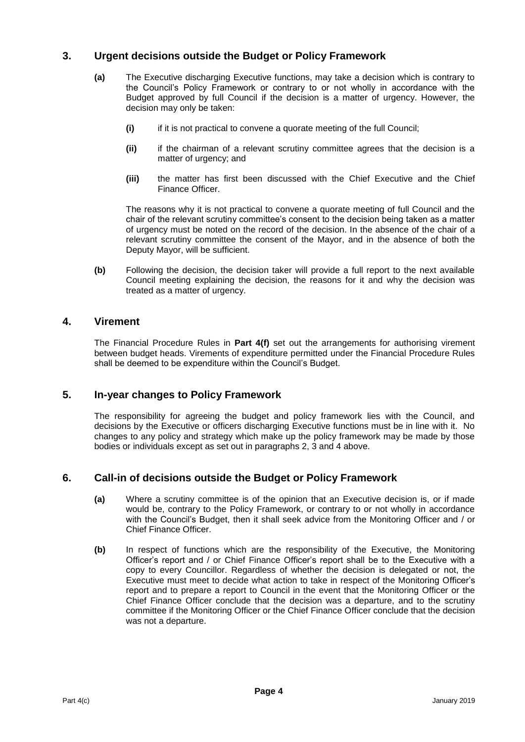## 3. Urgent decisions outside the Budget or Policy Framework

**(a)** The Executive discharging Executive functions, may take a decision which is contrary to the Council's Policy Framework or contrary to or not wholly in accordance with the Budget approved by full Council if the decision is a matter of urgency. However, the decision may only be taken:

- **(i)** if it is not practical to convene a quorate meeting of the full Council;
- **(ii)** if the chairman of a relevant scrutiny committee agrees that the decision is a matter of urgency; and
- **(iii)** the matter has first been discussed with the Chief Executive and the Chief Finance Officer.

The reasons why it is not practical to convene a quorate meeting of full Council and the chair of the relevant scrutiny committee's consent to the decision being taken as a matter of urgency must be noted on the record of the decision. In the absence of the chair of a relevant scrutiny committee the consent of the Mayor, and in the absence of both the Deputy Mayor, will be sufficient.

**(b)** Following the decision, the decision taker will provide a full report to the next available Council meeting explaining the decision, the reasons for it and why the decision was treated as a matter of urgency.

## 4. Virement

The Financial Procedure Rules in **Part 4(f)** set out the arrangements for authorising virement between budget heads. Virements of expenditure permitted under the Financial Procedure Rules shall be deemed to be expenditure within the Council's Budget.

## 5. In-year changes to Policy Framework

The responsibility for agreeing the budget and policy framework lies with the Council, and decisions by the Executive or officers discharging Executive functions must be in line with it. No changes to any policy and strategy which make up the policy framework may be made by those bodies or individuals except as set out in paragraphs 2, 3 and 4 above.

## 6. Call-in of decisions outside the Budget or Policy Framework

**(a)** Where a scrutiny committee is of the opinion that an Executive decision is, or if made would be, contrary to the Policy Framework, or contrary to or not wholly in accordance with the Council's Budget, then it shall seek advice from the Monitoring Officer and / or Chief Finance Officer.

**(b)** In respect of functions which are the responsibility of the Executive, the Monitoring Officer's report and / or Chief Finance Officer's report shall be to the Executive with a copy to every Councillor. Regardless of whether the decision is delegated or not, the Executive must meet to decide what action to take in respect of the Monitoring Officer's report and to prepare a report to Council in the event that the Monitoring Officer or the Chief Finance Officer conclude that the decision was a departure, and to the scrutiny committee if the Monitoring Officer or the Chief Finance Officer conclude that the decision was not a departure.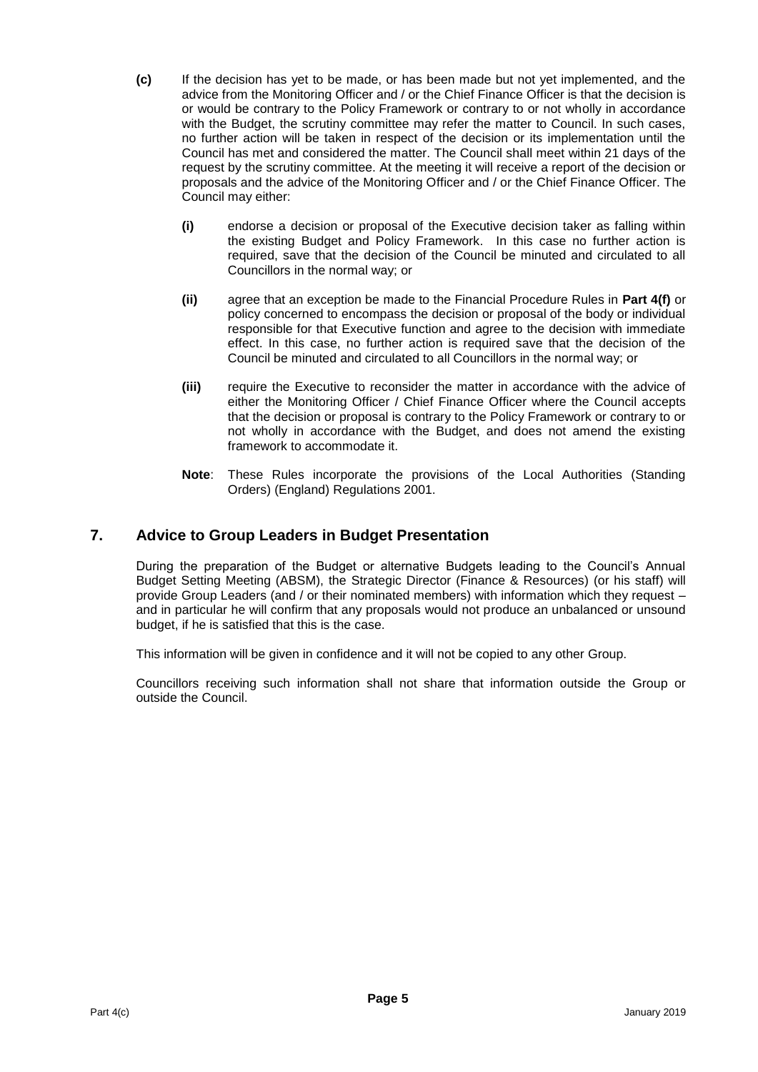**(c)** If the decision has yet to be made, or has been made but not yet implemented, and the advice from the Monitoring Officer and / or the Chief Finance Officer is that the decision is or would be contrary to the Policy Framework or contrary to or not wholly in accordance with the Budget, the scrutiny committee may refer the matter to Council. In such cases, no further action will be taken in respect of the decision or its implementation until the Council has met and considered the matter. The Council shall meet within 21 days of the request by the scrutiny committee. At the meeting it will receive a report of the decision or proposals and the advice of the Monitoring Officer and / or the Chief Finance Officer. The Council may either:

**(i)** endorse a decision or proposal of the Executive decision taker as falling within the existing Budget and Policy Framework. In this case no further action is required, save that the decision of the Council be minuted and circulated to all Councillors in the normal way; or

**(ii)** agree that an exception be made to the Financial Procedure Rules in **Part 4(f)** or policy concerned to encompass the decision or proposal of the body or individual responsible for that Executive function and agree to the decision with immediate effect. In this case, no further action is required save that the decision of the Council be minuted and circulated to all Councillors in the normal way; or

**(iii)** require the Executive to reconsider the matter in accordance with the advice of either the Monitoring Officer / Chief Finance Officer where the Council accepts that the decision or proposal is contrary to the Policy Framework or contrary to or not wholly in accordance with the Budget, and does not amend the existing framework to accommodate it.

**Note**: These Rules incorporate the provisions of the Local Authorities (Standing Orders) (England) Regulations 2001.

## 7. Advice to Group Leaders in Budget Presentation

During the preparation of the Budget or alternative Budgets leading to the Council's Annual Budget Setting Meeting (ABSM), the Strategic Director (Finance & Resources) (or his staff) will provide Group Leaders (and / or their nominated members) with information which they request – and in particular he will confirm that any proposals would not produce an unbalanced or unsound budget, if he is satisfied that this is the case.

This information will be given in confidence and it will not be copied to any other Group.

Councillors receiving such information shall not share that information outside the Group or outside the Council.